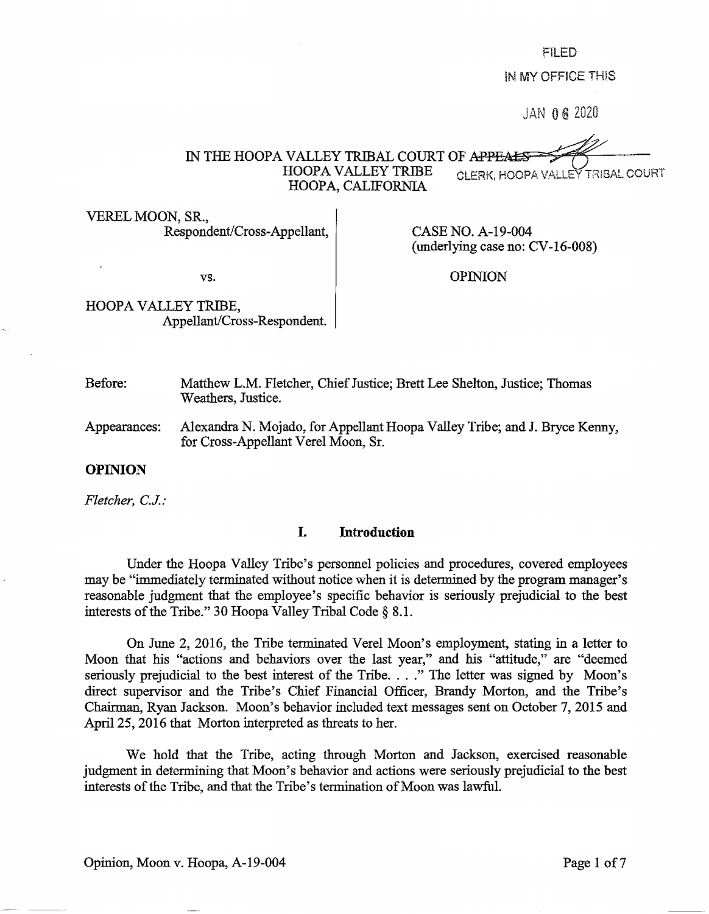FILED

IN MY OFFICE THIS

JAN 06 2020

IN THE HOOPA VALLEY TRIBAL COURT OF ~~APPEALS~~
HOOPA VALLEY TRIBE
HOOPA, CALIFORNIA

CLERK, HOOPA VALLEY TRIBAL COURT

| | |
|---|---|
| VEREL MOON, SR., Respondent/Cross-Appellant, | CASE NO. A-19-004 (underlying case no: CV-16-008) |
| vs. | OPINION |
| HOOPA VALLEY TRIBE, Appellant/Cross-Respondent. | |

Before: Matthew L.M. Fletcher, Chief Justice; Brett Lee Shelton, Justice; Thomas Weathers, Justice.

Appearances: Alexandra N. Mojado, for Appellant Hoopa Valley Tribe; and J. Bryce Kenny, for Cross-Appellant Verel Moon, Sr.

**OPINION**

*Fletcher, C.J.:*

## I. Introduction

Under the Hoopa Valley Tribe's personnel policies and procedures, covered employees may be "immediately terminated without notice when it is determined by the program manager's reasonable judgment that the employee's specific behavior is seriously prejudicial to the best interests of the Tribe." 30 Hoopa Valley Tribal Code § 8.1.

On June 2, 2016, the Tribe terminated Verel Moon's employment, stating in a letter to Moon that his "actions and behaviors over the last year," and his "attitude," are "deemed seriously prejudicial to the best interest of the Tribe. . . ." The letter was signed by Moon's direct supervisor and the Tribe's Chief Financial Officer, Brandy Morton, and the Tribe's Chairman, Ryan Jackson. Moon's behavior included text messages sent on October 7, 2015 and April 25, 2016 that Morton interpreted as threats to her.

We hold that the Tribe, acting through Morton and Jackson, exercised reasonable judgment in determining that Moon's behavior and actions were seriously prejudicial to the best interests of the Tribe, and that the Tribe's termination of Moon was lawful.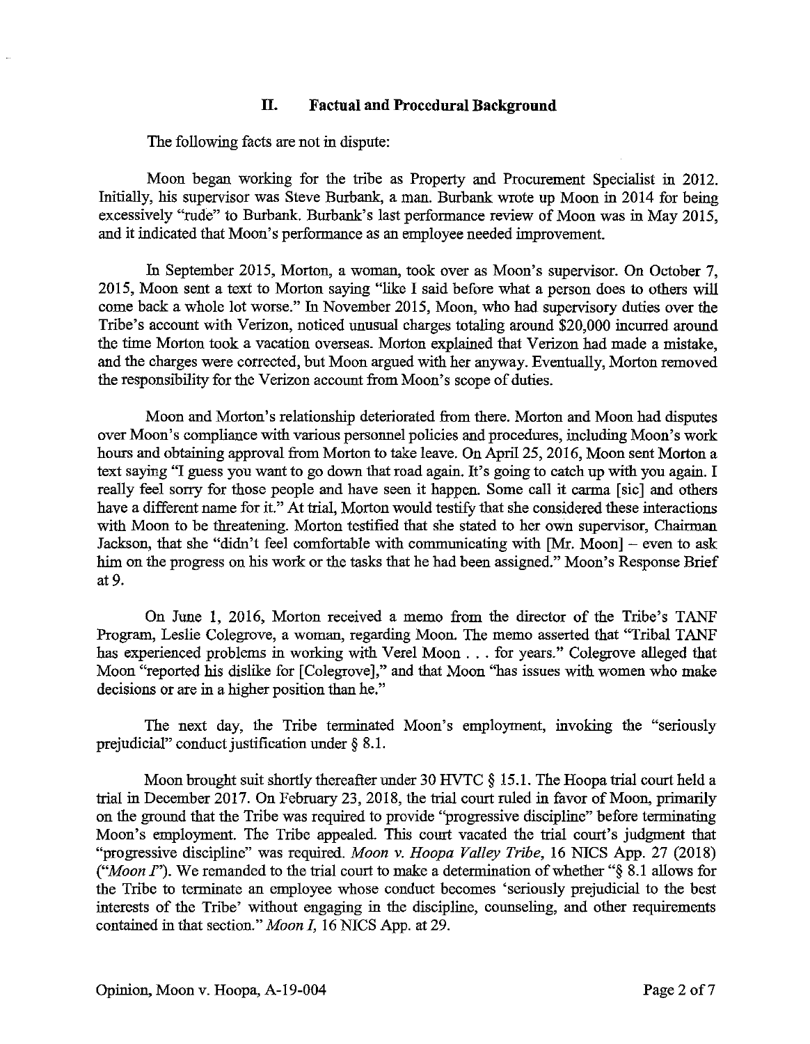## II. Factual and Procedural Background

The following facts are not in dispute:

Moon began working for the tribe as Property and Procurement Specialist in 2012. Initially, his supervisor was Steve Burbank, a man. Burbank wrote up Moon in 2014 for being excessively "rude" to Burbank. Burbank's last performance review of Moon was in May 2015, and it indicated that Moon's performance as an employee needed improvement.

In September 2015, Morton, a woman, took over as Moon's supervisor. On October 7, 2015, Moon sent a text to Morton saying "like I said before what a person does to others will come back a whole lot worse." In November 2015, Moon, who had supervisory duties over the Tribe's account with Verizon, noticed unusual charges totaling around $20,000 incurred around the time Morton took a vacation overseas. Morton explained that Verizon had made a mistake, and the charges were corrected, but Moon argued with her anyway. Eventually, Morton removed the responsibility for the Verizon account from Moon's scope of duties.

Moon and Morton's relationship deteriorated from there. Morton and Moon had disputes over Moon's compliance with various personnel policies and procedures, including Moon's work hours and obtaining approval from Morton to take leave. On April 25, 2016, Moon sent Morton a text saying "I guess you want to go down that road again. It's going to catch up with you again. I really feel sorry for those people and have seen it happen. Some call it carma [sic] and others have a different name for it." At trial, Morton would testify that she considered these interactions with Moon to be threatening. Morton testified that she stated to her own supervisor, Chairman Jackson, that she "didn't feel comfortable with communicating with [Mr. Moon] – even to ask him on the progress on his work or the tasks that he had been assigned." Moon's Response Brief at 9.

On June 1, 2016, Morton received a memo from the director of the Tribe's TANF Program, Leslie Colegrove, a woman, regarding Moon. The memo asserted that "Tribal TANF has experienced problems in working with Verel Moon . . . for years." Colegrove alleged that Moon "reported his dislike for [Colegrove]," and that Moon "has issues with women who make decisions or are in a higher position than he."

The next day, the Tribe terminated Moon's employment, invoking the "seriously prejudicial" conduct justification under § 8.1.

Moon brought suit shortly thereafter under 30 HVTC § 15.1. The Hoopa trial court held a trial in December 2017. On February 23, 2018, the trial court ruled in favor of Moon, primarily on the ground that the Tribe was required to provide "progressive discipline" before terminating Moon's employment. The Tribe appealed. This court vacated the trial court's judgment that "progressive discipline" was required. *Moon v. Hoopa Valley Tribe*, 16 NICS App. 27 (2018) ("*Moon I*"). We remanded to the trial court to make a determination of whether "§ 8.1 allows for the Tribe to terminate an employee whose conduct becomes 'seriously prejudicial to the best interests of the Tribe' without engaging in the discipline, counseling, and other requirements contained in that section." *Moon I*, 16 NICS App. at 29.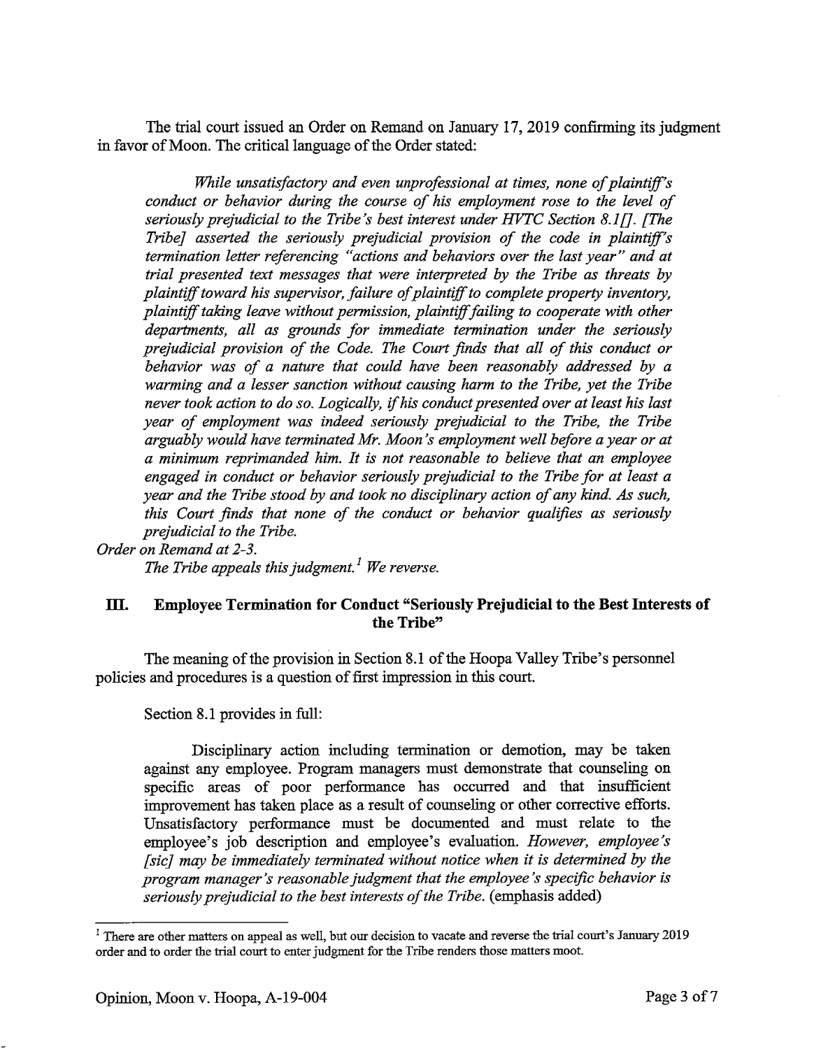The trial court issued an Order on Remand on January 17, 2019 confirming its judgment in favor of Moon. The critical language of the Order stated:

> *While unsatisfactory and even unprofessional at times, none of plaintiff's conduct or behavior during the course of his employment rose to the level of seriously prejudicial to the Tribe's best interest under HVTC Section 8.1[]. [The Tribe] asserted the seriously prejudicial provision of the code in plaintiff's termination letter referencing "actions and behaviors over the last year" and at trial presented text messages that were interpreted by the Tribe as threats by plaintiff toward his supervisor, failure of plaintiff to complete property inventory, plaintiff taking leave without permission, plaintiff failing to cooperate with other departments, all as grounds for immediate termination under the seriously prejudicial provision of the Code. The Court finds that all of this conduct or behavior was of a nature that could have been reasonably addressed by a warming and a lesser sanction without causing harm to the Tribe, yet the Tribe never took action to do so. Logically, if his conduct presented over at least his last year of employment was indeed seriously prejudicial to the Tribe, the Tribe arguably would have terminated Mr. Moon's employment well before a year or at a minimum reprimanded him. It is not reasonable to believe that an employee engaged in conduct or behavior seriously prejudicial to the Tribe for at least a year and the Tribe stood by and took no disciplinary action of any kind. As such, this Court finds that none of the conduct or behavior qualifies as seriously prejudicial to the Tribe.*

*Order on Remand at 2-3.*

*The Tribe appeals this judgment.*[1] *We reverse.*

## III. Employee Termination for Conduct "Seriously Prejudicial to the Best Interests of the Tribe"

The meaning of the provision in Section 8.1 of the Hoopa Valley Tribe's personnel policies and procedures is a question of first impression in this court.

Section 8.1 provides in full:

> Disciplinary action including termination or demotion, may be taken against any employee. Program managers must demonstrate that counseling on specific areas of poor performance has occurred and that insufficient improvement has taken place as a result of counseling or other corrective efforts. Unsatisfactory performance must be documented and must relate to the employee's job description and employee's evaluation. *However, employee's [sic] may be immediately terminated without notice when it is determined by the program manager's reasonable judgment that the employee's specific behavior is seriously prejudicial to the best interests of the Tribe.* (emphasis added)

[1] There are other matters on appeal as well, but our decision to vacate and reverse the trial court's January 2019 order and to order the trial court to enter judgment for the Tribe renders those matters moot.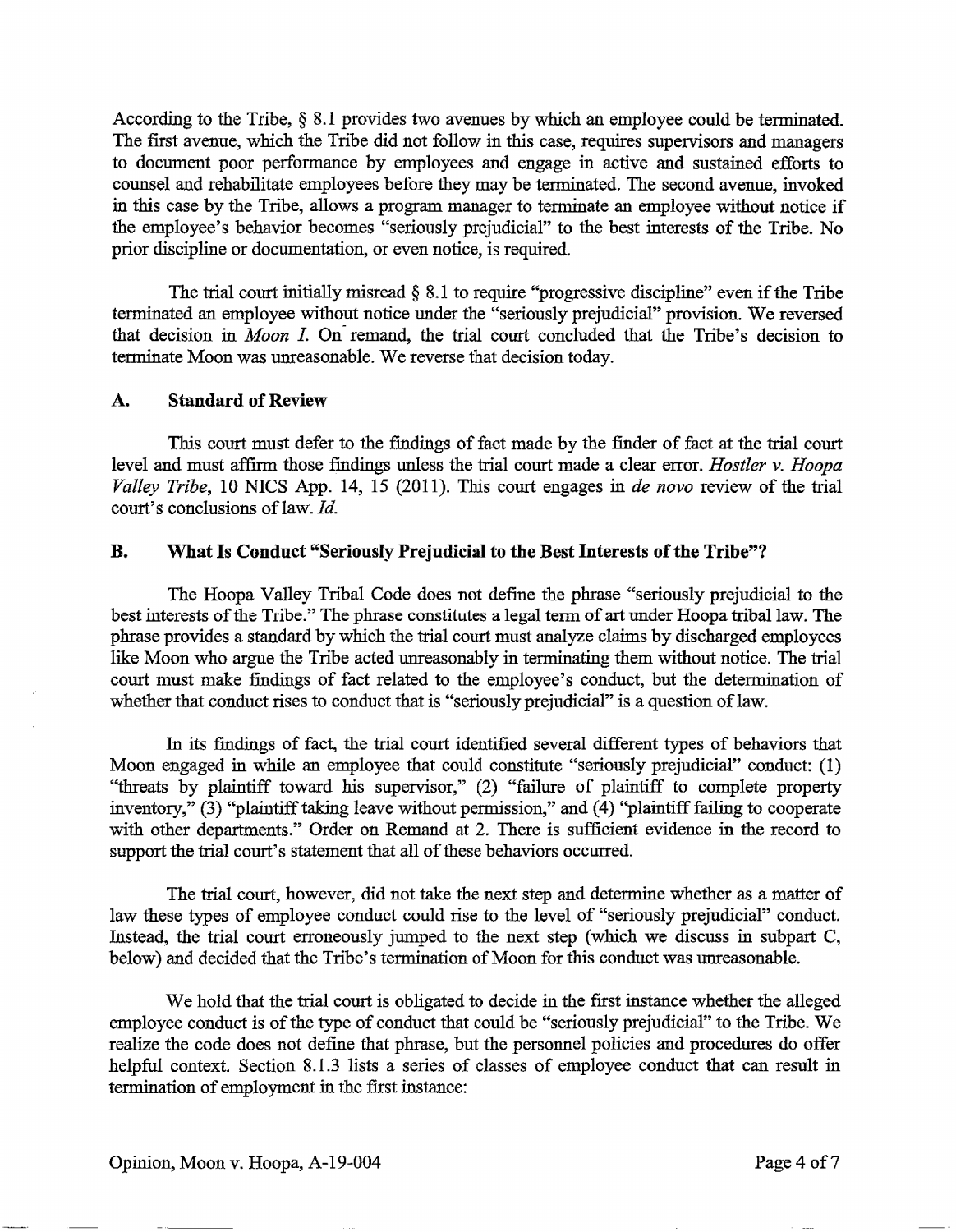According to the Tribe, § 8.1 provides two avenues by which an employee could be terminated. The first avenue, which the Tribe did not follow in this case, requires supervisors and managers to document poor performance by employees and engage in active and sustained efforts to counsel and rehabilitate employees before they may be terminated. The second avenue, invoked in this case by the Tribe, allows a program manager to terminate an employee without notice if the employee's behavior becomes "seriously prejudicial" to the best interests of the Tribe. No prior discipline or documentation, or even notice, is required.

The trial court initially misread § 8.1 to require "progressive discipline" even if the Tribe terminated an employee without notice under the "seriously prejudicial" provision. We reversed that decision in *Moon I*. On remand, the trial court concluded that the Tribe's decision to terminate Moon was unreasonable. We reverse that decision today.

### A. Standard of Review

This court must defer to the findings of fact made by the finder of fact at the trial court level and must affirm those findings unless the trial court made a clear error. *Hostler v. Hoopa Valley Tribe*, 10 NICS App. 14, 15 (2011). This court engages in *de novo* review of the trial court's conclusions of law. *Id.*

### B. What Is Conduct "Seriously Prejudicial to the Best Interests of the Tribe"?

The Hoopa Valley Tribal Code does not define the phrase "seriously prejudicial to the best interests of the Tribe." The phrase constitutes a legal term of art under Hoopa tribal law. The phrase provides a standard by which the trial court must analyze claims by discharged employees like Moon who argue the Tribe acted unreasonably in terminating them without notice. The trial court must make findings of fact related to the employee's conduct, but the determination of whether that conduct rises to conduct that is "seriously prejudicial" is a question of law.

In its findings of fact, the trial court identified several different types of behaviors that Moon engaged in while an employee that could constitute "seriously prejudicial" conduct: (1) "threats by plaintiff toward his supervisor," (2) "failure of plaintiff to complete property inventory," (3) "plaintiff taking leave without permission," and (4) "plaintiff failing to cooperate with other departments." Order on Remand at 2. There is sufficient evidence in the record to support the trial court's statement that all of these behaviors occurred.

The trial court, however, did not take the next step and determine whether as a matter of law these types of employee conduct could rise to the level of "seriously prejudicial" conduct. Instead, the trial court erroneously jumped to the next step (which we discuss in subpart C, below) and decided that the Tribe's termination of Moon for this conduct was unreasonable.

We hold that the trial court is obligated to decide in the first instance whether the alleged employee conduct is of the type of conduct that could be "seriously prejudicial" to the Tribe. We realize the code does not define that phrase, but the personnel policies and procedures do offer helpful context. Section 8.1.3 lists a series of classes of employee conduct that can result in termination of employment in the first instance: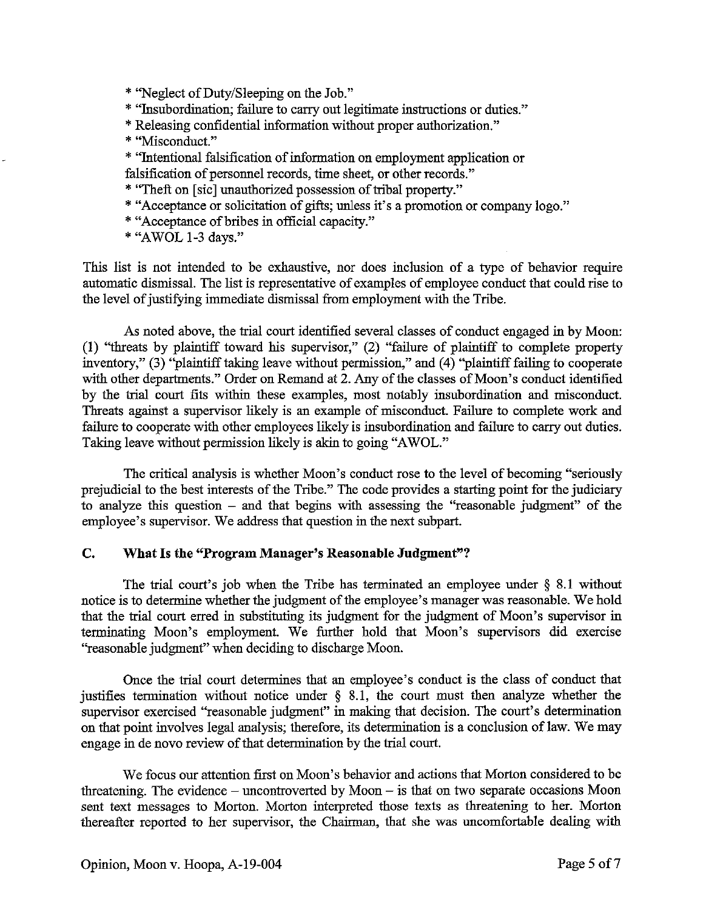* "Neglect of Duty/Sleeping on the Job."
* "Insubordination; failure to carry out legitimate instructions or duties."
* Releasing confidential information without proper authorization."
* "Misconduct."
* "Intentional falsification of information on employment application or falsification of personnel records, time sheet, or other records."
* "Theft on [sic] unauthorized possession of tribal property."
* "Acceptance or solicitation of gifts; unless it's a promotion or company logo."
* "Acceptance of bribes in official capacity."
* "AWOL 1-3 days."

This list is not intended to be exhaustive, nor does inclusion of a type of behavior require automatic dismissal. The list is representative of examples of employee conduct that could rise to the level of justifying immediate dismissal from employment with the Tribe.

As noted above, the trial court identified several classes of conduct engaged in by Moon: (1) "threats by plaintiff toward his supervisor," (2) "failure of plaintiff to complete property inventory," (3) "plaintiff taking leave without permission," and (4) "plaintiff failing to cooperate with other departments." Order on Remand at 2. Any of the classes of Moon's conduct identified by the trial court fits within these examples, most notably insubordination and misconduct. Threats against a supervisor likely is an example of misconduct. Failure to complete work and failure to cooperate with other employees likely is insubordination and failure to carry out duties. Taking leave without permission likely is akin to going "AWOL."

The critical analysis is whether Moon's conduct rose to the level of becoming "seriously prejudicial to the best interests of the Tribe." The code provides a starting point for the judiciary to analyze this question – and that begins with assessing the "reasonable judgment" of the employee's supervisor. We address that question in the next subpart.

### C. What Is the "Program Manager's Reasonable Judgment"?

The trial court's job when the Tribe has terminated an employee under § 8.1 without notice is to determine whether the judgment of the employee's manager was reasonable. We hold that the trial court erred in substituting its judgment for the judgment of Moon's supervisor in terminating Moon's employment. We further hold that Moon's supervisors did exercise "reasonable judgment" when deciding to discharge Moon.

Once the trial court determines that an employee's conduct is the class of conduct that justifies termination without notice under § 8.1, the court must then analyze whether the supervisor exercised "reasonable judgment" in making that decision. The court's determination on that point involves legal analysis; therefore, its determination is a conclusion of law. We may engage in de novo review of that determination by the trial court.

We focus our attention first on Moon's behavior and actions that Morton considered to be threatening. The evidence – uncontroverted by Moon – is that on two separate occasions Moon sent text messages to Morton. Morton interpreted those texts as threatening to her. Morton thereafter reported to her supervisor, the Chairman, that she was uncomfortable dealing with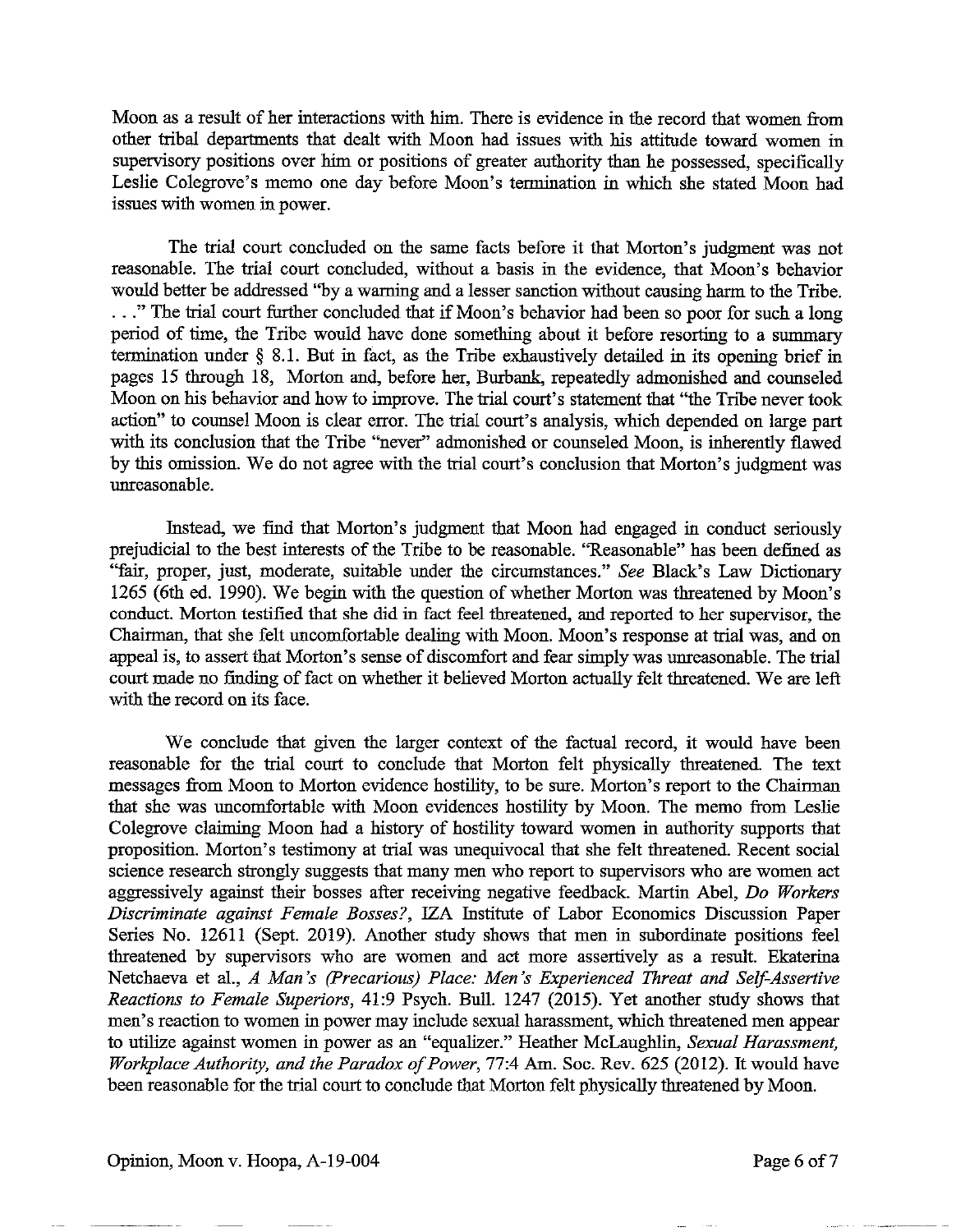Moon as a result of her interactions with him. There is evidence in the record that women from other tribal departments that dealt with Moon had issues with his attitude toward women in supervisory positions over him or positions of greater authority than he possessed, specifically Leslie Colegrove's memo one day before Moon's termination in which she stated Moon had issues with women in power.

The trial court concluded on the same facts before it that Morton's judgment was not reasonable. The trial court concluded, without a basis in the evidence, that Moon's behavior would better be addressed "by a warning and a lesser sanction without causing harm to the Tribe. . . ." The trial court further concluded that if Moon's behavior had been so poor for such a long period of time, the Tribe would have done something about it before resorting to a summary termination under § 8.1. But in fact, as the Tribe exhaustively detailed in its opening brief in pages 15 through 18, Morton and, before her, Burbank, repeatedly admonished and counseled Moon on his behavior and how to improve. The trial court's statement that "the Tribe never took action" to counsel Moon is clear error. The trial court's analysis, which depended on large part with its conclusion that the Tribe "never" admonished or counseled Moon, is inherently flawed by this omission. We do not agree with the trial court's conclusion that Morton's judgment was unreasonable.

Instead, we find that Morton's judgment that Moon had engaged in conduct seriously prejudicial to the best interests of the Tribe to be reasonable. "Reasonable" has been defined as "fair, proper, just, moderate, suitable under the circumstances." *See* Black's Law Dictionary 1265 (6th ed. 1990). We begin with the question of whether Morton was threatened by Moon's conduct. Morton testified that she did in fact feel threatened, and reported to her supervisor, the Chairman, that she felt uncomfortable dealing with Moon. Moon's response at trial was, and on appeal is, to assert that Morton's sense of discomfort and fear simply was unreasonable. The trial court made no finding of fact on whether it believed Morton actually felt threatened. We are left with the record on its face.

We conclude that given the larger context of the factual record, it would have been reasonable for the trial court to conclude that Morton felt physically threatened. The text messages from Moon to Morton evidence hostility, to be sure. Morton's report to the Chairman that she was uncomfortable with Moon evidences hostility by Moon. The memo from Leslie Colegrove claiming Moon had a history of hostility toward women in authority supports that proposition. Morton's testimony at trial was unequivocal that she felt threatened. Recent social science research strongly suggests that many men who report to supervisors who are women act aggressively against their bosses after receiving negative feedback. Martin Abel, *Do Workers Discriminate against Female Bosses?*, IZA Institute of Labor Economics Discussion Paper Series No. 12611 (Sept. 2019). Another study shows that men in subordinate positions feel threatened by supervisors who are women and act more assertively as a result. Ekaterina Netchaeva et al., *A Man's (Precarious) Place: Men's Experienced Threat and Self-Assertive Reactions to Female Superiors*, 41:9 Psych. Bull. 1247 (2015). Yet another study shows that men's reaction to women in power may include sexual harassment, which threatened men appear to utilize against women in power as an "equalizer." Heather McLaughlin, *Sexual Harassment, Workplace Authority, and the Paradox of Power*, 77:4 Am. Soc. Rev. 625 (2012). It would have been reasonable for the trial court to conclude that Morton felt physically threatened by Moon.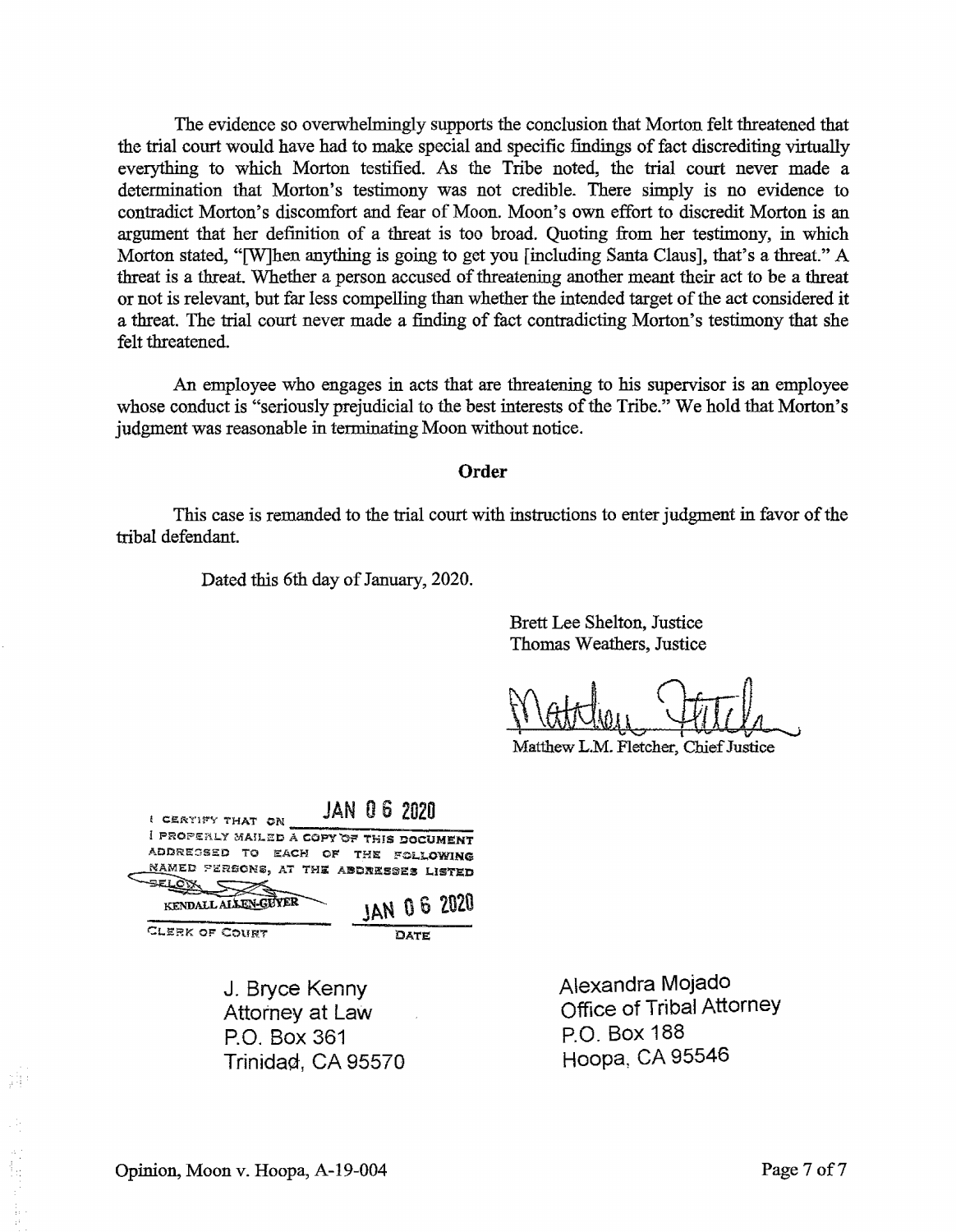The evidence so overwhelmingly supports the conclusion that Morton felt threatened that the trial court would have had to make special and specific findings of fact discrediting virtually everything to which Morton testified. As the Tribe noted, the trial court never made a determination that Morton's testimony was not credible. There simply is no evidence to contradict Morton's discomfort and fear of Moon. Moon's own effort to discredit Morton is an argument that her definition of a threat is too broad. Quoting from her testimony, in which Morton stated, "[W]hen anything is going to get you [including Santa Claus], that's a threat." A threat is a threat. Whether a person accused of threatening another meant their act to be a threat or not is relevant, but far less compelling than whether the intended target of the act considered it a threat. The trial court never made a finding of fact contradicting Morton's testimony that she felt threatened.

An employee who engages in acts that are threatening to his supervisor is an employee whose conduct is "seriously prejudicial to the best interests of the Tribe." We hold that Morton's judgment was reasonable in terminating Moon without notice.

**Order**

This case is remanded to the trial court with instructions to enter judgment in favor of the tribal defendant.

Dated this 6th day of January, 2020.

Brett Lee Shelton, Justice
Thomas Weathers, Justice

Matthew L.M. Fletcher, Chief Justice

I CERTIFY THAT ON JAN 06 2020 I PROPERLY MAILED A COPY OF THIS DOCUMENT ADDRESSED TO EACH OF THE FOLLOWING NAMED PERSONS, AT THE ADDRESSES LISTED BELOW.

KENDALL ALLEN-GUYER
CLERK OF COURT

JAN 06 2020
DATE

J. Bryce Kenny
Attorney at Law
P.O. Box 361
Trinidad, CA 95570

Alexandra Mojado
Office of Tribal Attorney
P.O. Box 188
Hoopa, CA 95546